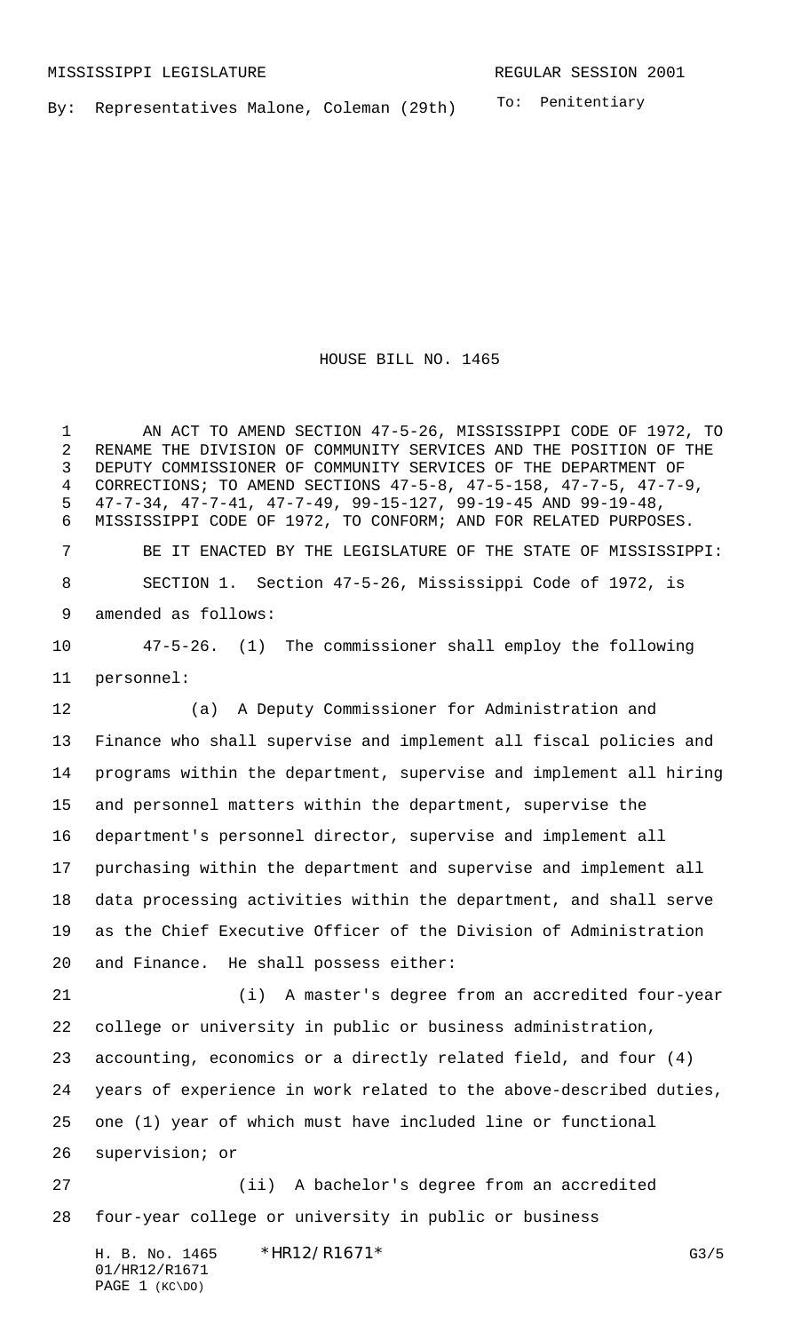MISSISSIPPI LEGISLATURE REGULAR SESSION 2001

By: Representatives Malone, Coleman (29th)

To: Penitentiary

# HOUSE BILL NO. 1465

AN ACT TO AMEND SECTION 47-5-26, MISSISSIPPI CODE OF 1972, TO RENAME THE DIVISION OF COMMUNITY SERVICES AND THE POSITION OF THE DEPUTY COMMISSIONER OF COMMUNITY SERVICES OF THE DEPARTMENT OF CORRECTIONS; TO AMEND SECTIONS 47-5-8, 47-5-158, 47-7-5, 47-7-9, 47-7-34, 47-7-41, 47-7-49, 99-15-127, 99-19-45 AND 99-19-48, MISSISSIPPI CODE OF 1972, TO CONFORM; AND FOR RELATED PURPOSES.

BE IT ENACTED BY THE LEGISLATURE OF THE STATE OF MISSISSIPPI:

SECTION 1. Section 47-5-26, Mississippi Code of 1972, is amended as follows:

47-5-26. (1) The commissioner shall employ the following personnel:

(a) A Deputy Commissioner for Administration and Finance who shall supervise and implement all fiscal policies and programs within the department, supervise and implement all hiring and personnel matters within the department, supervise the department's personnel director, supervise and implement all purchasing within the department and supervise and implement all data processing activities within the department, and shall serve as the Chief Executive Officer of the Division of Administration and Finance. He shall possess either:

(i) A master's degree from an accredited four-year college or university in public or business administration, accounting, economics or a directly related field, and four (4) years of experience in work related to the above-described duties, one (1) year of which must have included line or functional supervision; or

(ii) A bachelor's degree from an accredited four-year college or university in public or business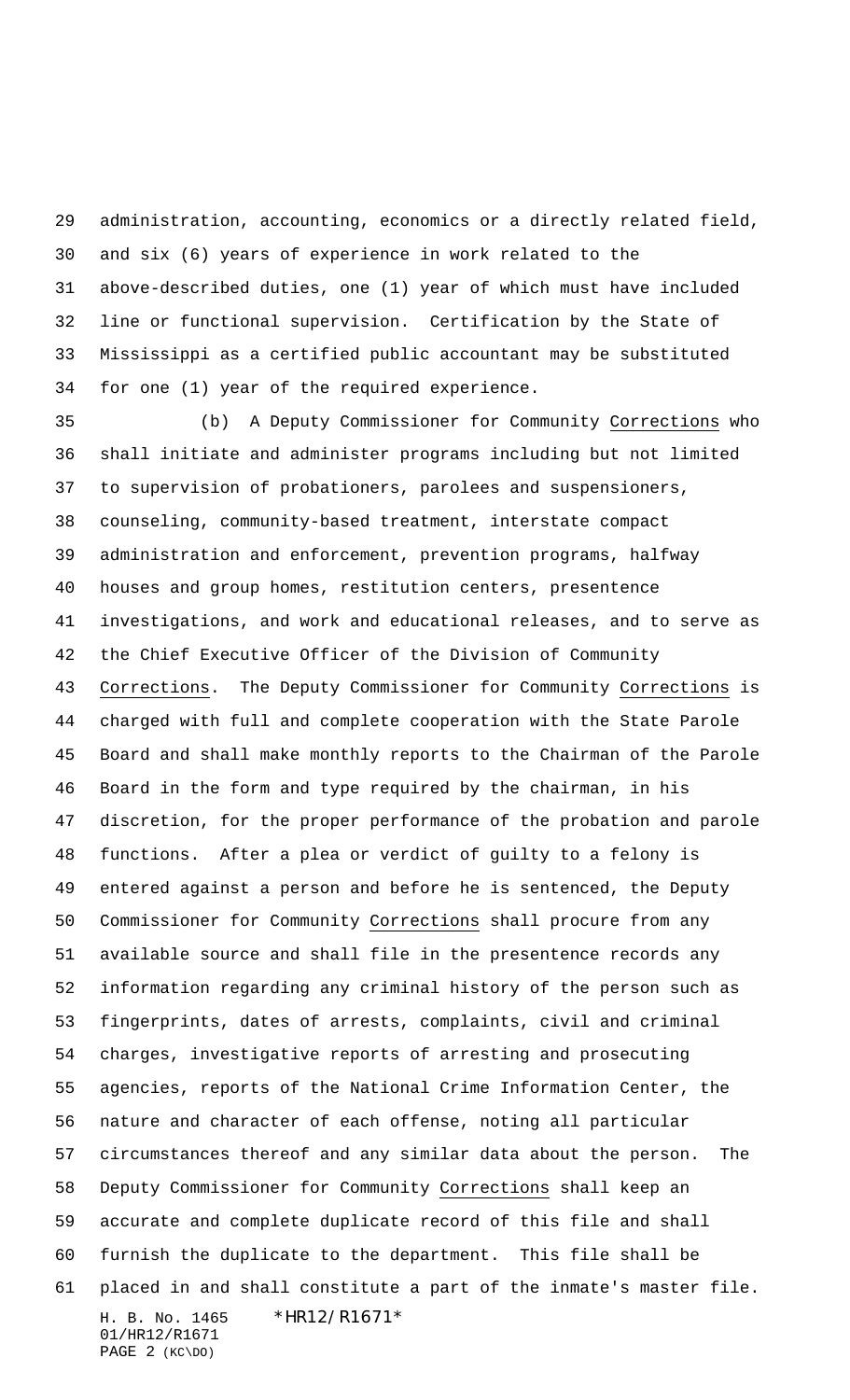administration, accounting, economics or a directly related field, and six (6) years of experience in work related to the above-described duties, one (1) year of which must have included line or functional supervision. Certification by the State of Mississippi as a certified public accountant may be substituted for one (1) year of the required experience.

(b) A Deputy Commissioner for Community Corrections who shall initiate and administer programs including but not limited to supervision of probationers, parolees and suspensioners, counseling, community-based treatment, interstate compact administration and enforcement, prevention programs, halfway houses and group homes, restitution centers, presentence investigations, and work and educational releases, and to serve as the Chief Executive Officer of the Division of Community Corrections. The Deputy Commissioner for Community Corrections is charged with full and complete cooperation with the State Parole Board and shall make monthly reports to the Chairman of the Parole Board in the form and type required by the chairman, in his discretion, for the proper performance of the probation and parole functions. After a plea or verdict of guilty to a felony is entered against a person and before he is sentenced, the Deputy Commissioner for Community Corrections shall procure from any available source and shall file in the presentence records any information regarding any criminal history of the person such as fingerprints, dates of arrests, complaints, civil and criminal charges, investigative reports of arresting and prosecuting agencies, reports of the National Crime Information Center, the nature and character of each offense, noting all particular circumstances thereof and any similar data about the person. The Deputy Commissioner for Community Corrections shall keep an accurate and complete duplicate record of this file and shall furnish the duplicate to the department. This file shall be placed in and shall constitute a part of the inmate's master file.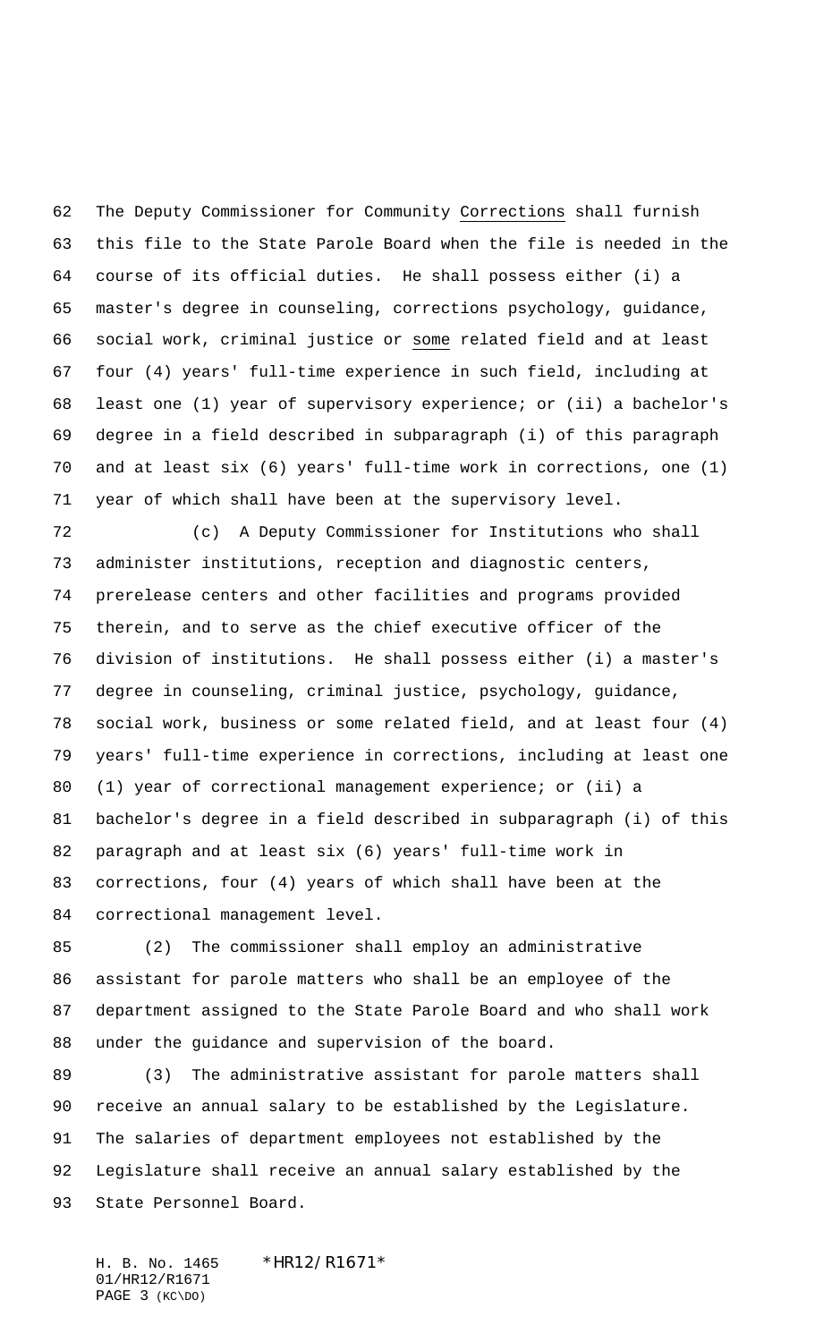The Deputy Commissioner for Community Corrections shall furnish this file to the State Parole Board when the file is needed in the course of its official duties. He shall possess either (i) a master's degree in counseling, corrections psychology, guidance, social work, criminal justice or some related field and at least four (4) years' full-time experience in such field, including at least one (1) year of supervisory experience; or (ii) a bachelor's degree in a field described in subparagraph (i) of this paragraph and at least six (6) years' full-time work in corrections, one (1) year of which shall have been at the supervisory level.

(c) A Deputy Commissioner for Institutions who shall administer institutions, reception and diagnostic centers, prerelease centers and other facilities and programs provided therein, and to serve as the chief executive officer of the division of institutions. He shall possess either (i) a master's degree in counseling, criminal justice, psychology, guidance, social work, business or some related field, and at least four (4) years' full-time experience in corrections, including at least one (1) year of correctional management experience; or (ii) a bachelor's degree in a field described in subparagraph (i) of this paragraph and at least six (6) years' full-time work in corrections, four (4) years of which shall have been at the correctional management level.

(2) The commissioner shall employ an administrative assistant for parole matters who shall be an employee of the department assigned to the State Parole Board and who shall work under the guidance and supervision of the board.

(3) The administrative assistant for parole matters shall receive an annual salary to be established by the Legislature. The salaries of department employees not established by the Legislature shall receive an annual salary established by the State Personnel Board.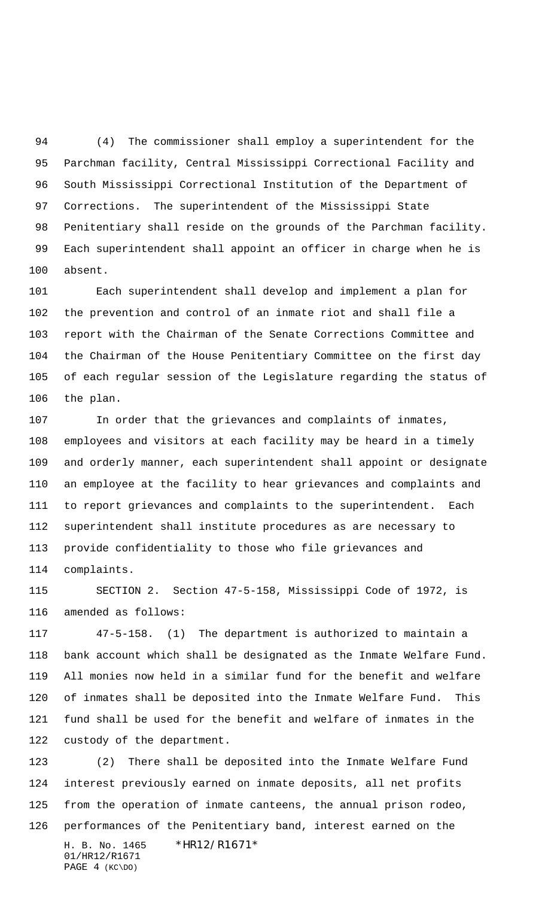(4) The commissioner shall employ a superintendent for the Parchman facility, Central Mississippi Correctional Facility and South Mississippi Correctional Institution of the Department of Corrections. The superintendent of the Mississippi State Penitentiary shall reside on the grounds of the Parchman facility. Each superintendent shall appoint an officer in charge when he is absent.

Each superintendent shall develop and implement a plan for the prevention and control of an inmate riot and shall file a report with the Chairman of the Senate Corrections Committee and the Chairman of the House Penitentiary Committee on the first day of each regular session of the Legislature regarding the status of the plan.

In order that the grievances and complaints of inmates, employees and visitors at each facility may be heard in a timely and orderly manner, each superintendent shall appoint or designate an employee at the facility to hear grievances and complaints and to report grievances and complaints to the superintendent. Each superintendent shall institute procedures as are necessary to provide confidentiality to those who file grievances and complaints.

SECTION 2. Section 47-5-158, Mississippi Code of 1972, is amended as follows:

47-5-158. (1) The department is authorized to maintain a bank account which shall be designated as the Inmate Welfare Fund. All monies now held in a similar fund for the benefit and welfare of inmates shall be deposited into the Inmate Welfare Fund. This fund shall be used for the benefit and welfare of inmates in the custody of the department.

(2) There shall be deposited into the Inmate Welfare Fund interest previously earned on inmate deposits, all net profits from the operation of inmate canteens, the annual prison rodeo, performances of the Penitentiary band, interest earned on the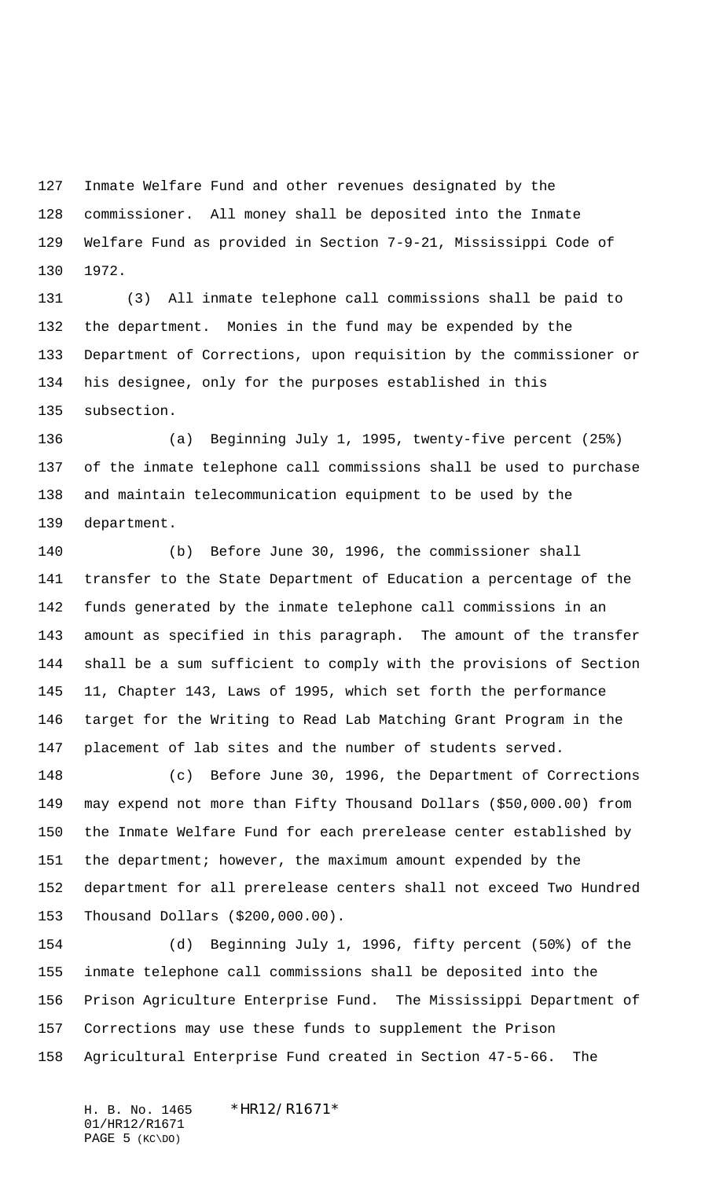Inmate Welfare Fund and other revenues designated by the commissioner. All money shall be deposited into the Inmate Welfare Fund as provided in Section 7-9-21, Mississippi Code of 1972.

(3) All inmate telephone call commissions shall be paid to the department. Monies in the fund may be expended by the Department of Corrections, upon requisition by the commissioner or his designee, only for the purposes established in this subsection.

(a) Beginning July 1, 1995, twenty-five percent (25%) of the inmate telephone call commissions shall be used to purchase and maintain telecommunication equipment to be used by the department.

(b) Before June 30, 1996, the commissioner shall transfer to the State Department of Education a percentage of the funds generated by the inmate telephone call commissions in an amount as specified in this paragraph. The amount of the transfer shall be a sum sufficient to comply with the provisions of Section 11, Chapter 143, Laws of 1995, which set forth the performance target for the Writing to Read Lab Matching Grant Program in the placement of lab sites and the number of students served.

(c) Before June 30, 1996, the Department of Corrections may expend not more than Fifty Thousand Dollars ($50,000.00) from the Inmate Welfare Fund for each prerelease center established by the department; however, the maximum amount expended by the department for all prerelease centers shall not exceed Two Hundred Thousand Dollars ($200,000.00).

(d) Beginning July 1, 1996, fifty percent (50%) of the inmate telephone call commissions shall be deposited into the Prison Agriculture Enterprise Fund. The Mississippi Department of Corrections may use these funds to supplement the Prison Agricultural Enterprise Fund created in Section 47-5-66. The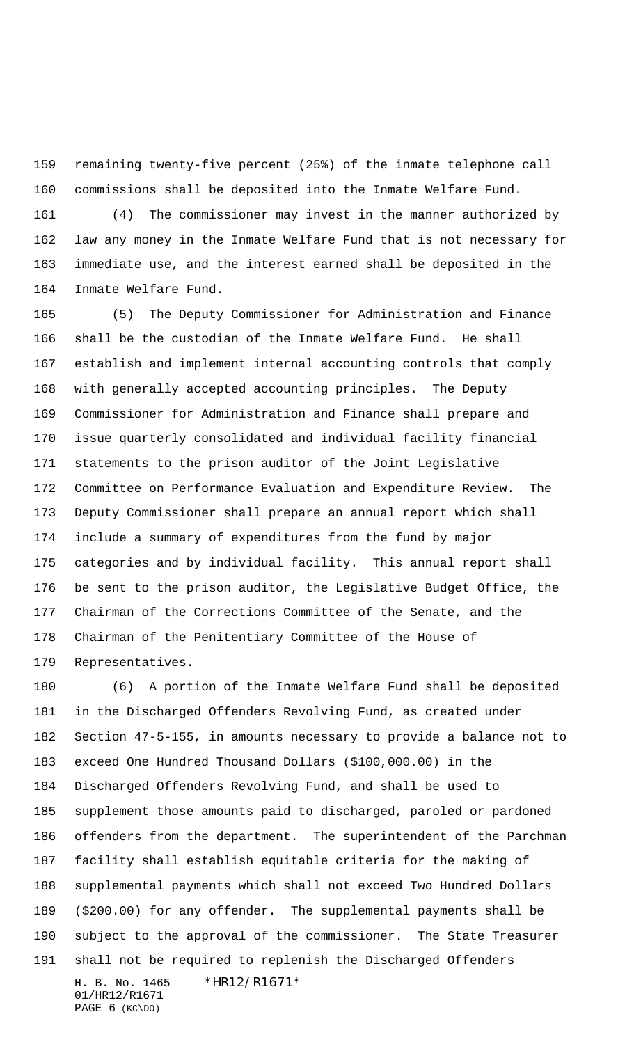remaining twenty-five percent (25%) of the inmate telephone call commissions shall be deposited into the Inmate Welfare Fund.

(4) The commissioner may invest in the manner authorized by law any money in the Inmate Welfare Fund that is not necessary for immediate use, and the interest earned shall be deposited in the Inmate Welfare Fund.

(5) The Deputy Commissioner for Administration and Finance shall be the custodian of the Inmate Welfare Fund. He shall establish and implement internal accounting controls that comply with generally accepted accounting principles. The Deputy Commissioner for Administration and Finance shall prepare and issue quarterly consolidated and individual facility financial statements to the prison auditor of the Joint Legislative Committee on Performance Evaluation and Expenditure Review. The Deputy Commissioner shall prepare an annual report which shall include a summary of expenditures from the fund by major categories and by individual facility. This annual report shall be sent to the prison auditor, the Legislative Budget Office, the Chairman of the Corrections Committee of the Senate, and the Chairman of the Penitentiary Committee of the House of Representatives.

(6) A portion of the Inmate Welfare Fund shall be deposited in the Discharged Offenders Revolving Fund, as created under Section 47-5-155, in amounts necessary to provide a balance not to exceed One Hundred Thousand Dollars ($100,000.00) in the Discharged Offenders Revolving Fund, and shall be used to supplement those amounts paid to discharged, paroled or pardoned offenders from the department. The superintendent of the Parchman facility shall establish equitable criteria for the making of supplemental payments which shall not exceed Two Hundred Dollars ($200.00) for any offender. The supplemental payments shall be subject to the approval of the commissioner. The State Treasurer shall not be required to replenish the Discharged Offenders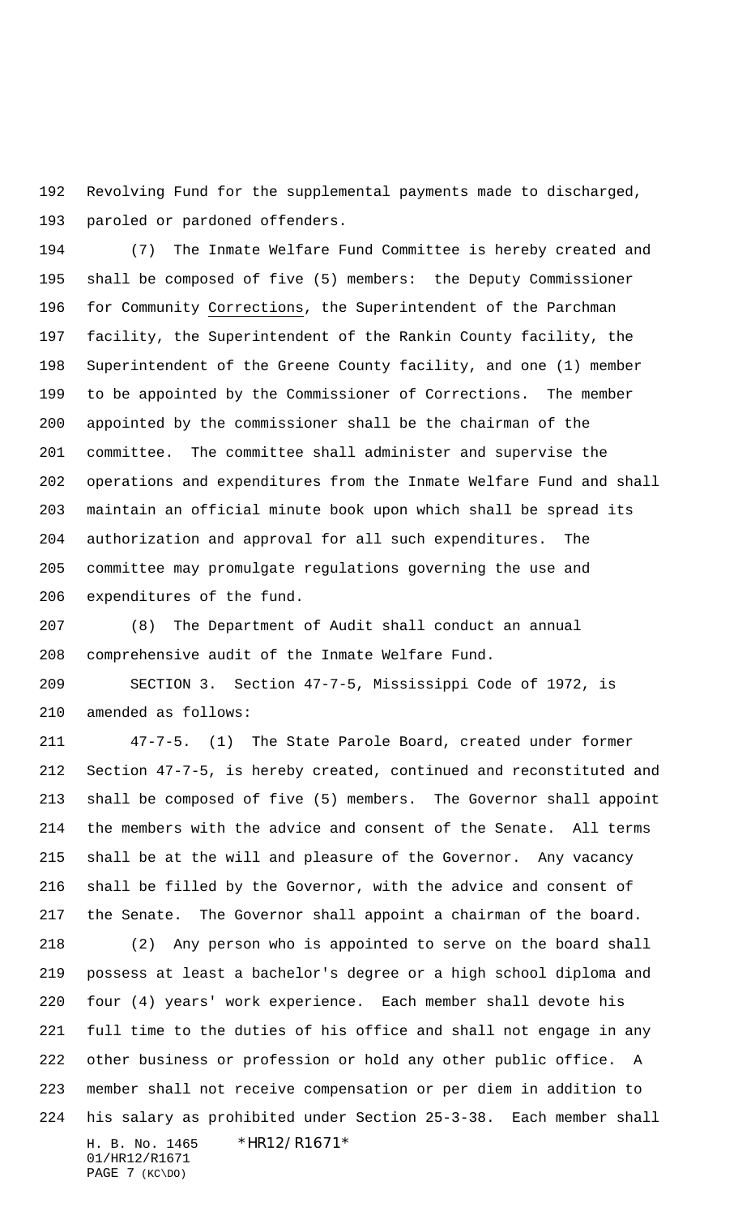Revolving Fund for the supplemental payments made to discharged, paroled or pardoned offenders.

(7) The Inmate Welfare Fund Committee is hereby created and shall be composed of five (5) members: the Deputy Commissioner for Community <u>Corrections</u>, the Superintendent of the Parchman facility, the Superintendent of the Rankin County facility, the Superintendent of the Greene County facility, and one (1) member to be appointed by the Commissioner of Corrections. The member appointed by the commissioner shall be the chairman of the committee. The committee shall administer and supervise the operations and expenditures from the Inmate Welfare Fund and shall maintain an official minute book upon which shall be spread its authorization and approval for all such expenditures. The committee may promulgate regulations governing the use and expenditures of the fund.

(8) The Department of Audit shall conduct an annual comprehensive audit of the Inmate Welfare Fund.

SECTION 3. Section 47-7-5, Mississippi Code of 1972, is amended as follows:

47-7-5. (1) The State Parole Board, created under former Section 47-7-5, is hereby created, continued and reconstituted and shall be composed of five (5) members. The Governor shall appoint the members with the advice and consent of the Senate. All terms shall be at the will and pleasure of the Governor. Any vacancy shall be filled by the Governor, with the advice and consent of the Senate. The Governor shall appoint a chairman of the board.

(2) Any person who is appointed to serve on the board shall possess at least a bachelor's degree or a high school diploma and four (4) years' work experience. Each member shall devote his full time to the duties of his office and shall not engage in any other business or profession or hold any other public office. A member shall not receive compensation or per diem in addition to his salary as prohibited under Section 25-3-38. Each member shall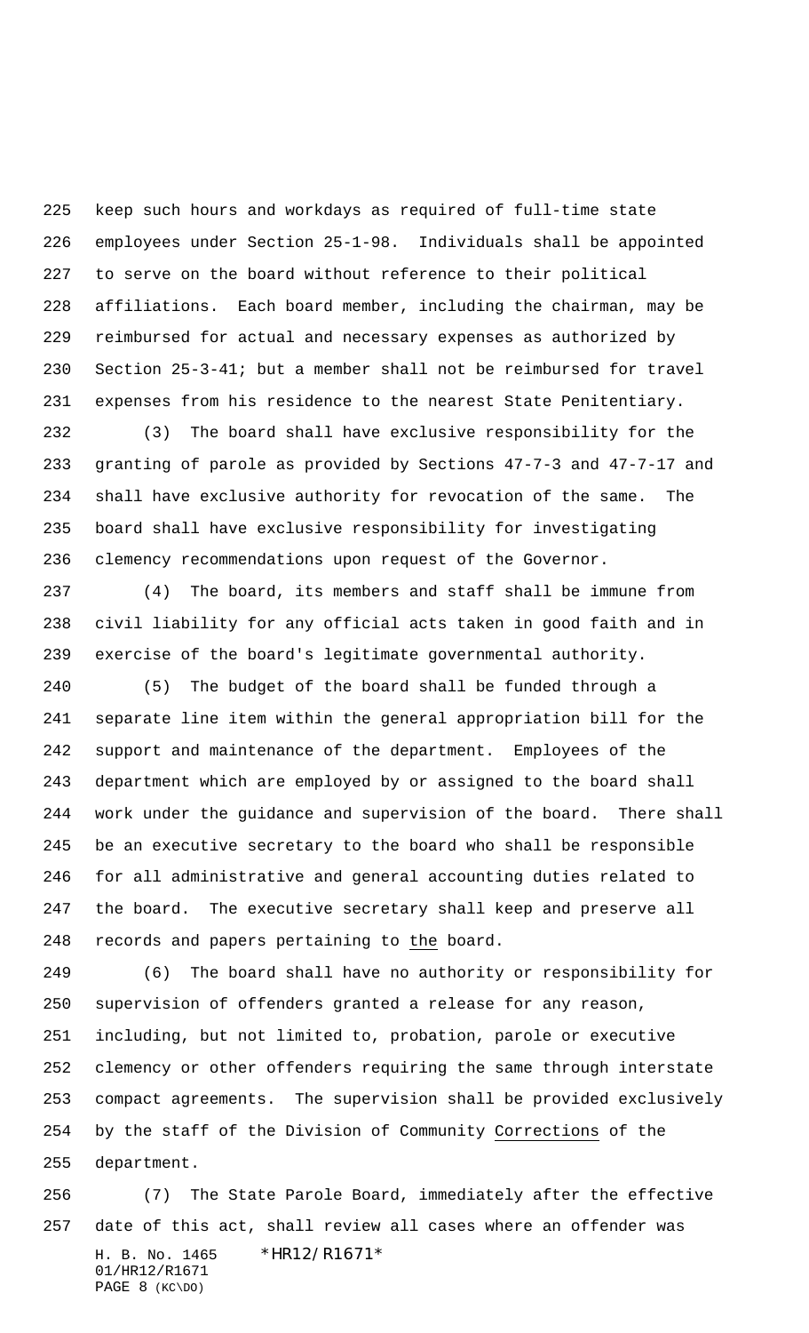keep such hours and workdays as required of full-time state employees under Section 25-1-98. Individuals shall be appointed to serve on the board without reference to their political affiliations. Each board member, including the chairman, may be reimbursed for actual and necessary expenses as authorized by Section 25-3-41; but a member shall not be reimbursed for travel expenses from his residence to the nearest State Penitentiary.

(3) The board shall have exclusive responsibility for the granting of parole as provided by Sections 47-7-3 and 47-7-17 and shall have exclusive authority for revocation of the same. The board shall have exclusive responsibility for investigating clemency recommendations upon request of the Governor.

(4) The board, its members and staff shall be immune from civil liability for any official acts taken in good faith and in exercise of the board's legitimate governmental authority.

(5) The budget of the board shall be funded through a separate line item within the general appropriation bill for the support and maintenance of the department. Employees of the department which are employed by or assigned to the board shall work under the guidance and supervision of the board. There shall be an executive secretary to the board who shall be responsible for all administrative and general accounting duties related to the board. The executive secretary shall keep and preserve all records and papers pertaining to <u>the</u> board.

(6) The board shall have no authority or responsibility for supervision of offenders granted a release for any reason, including, but not limited to, probation, parole or executive clemency or other offenders requiring the same through interstate compact agreements. The supervision shall be provided exclusively by the staff of the Division of Community <u>Corrections</u> of the department.

(7) The State Parole Board, immediately after the effective date of this act, shall review all cases where an offender was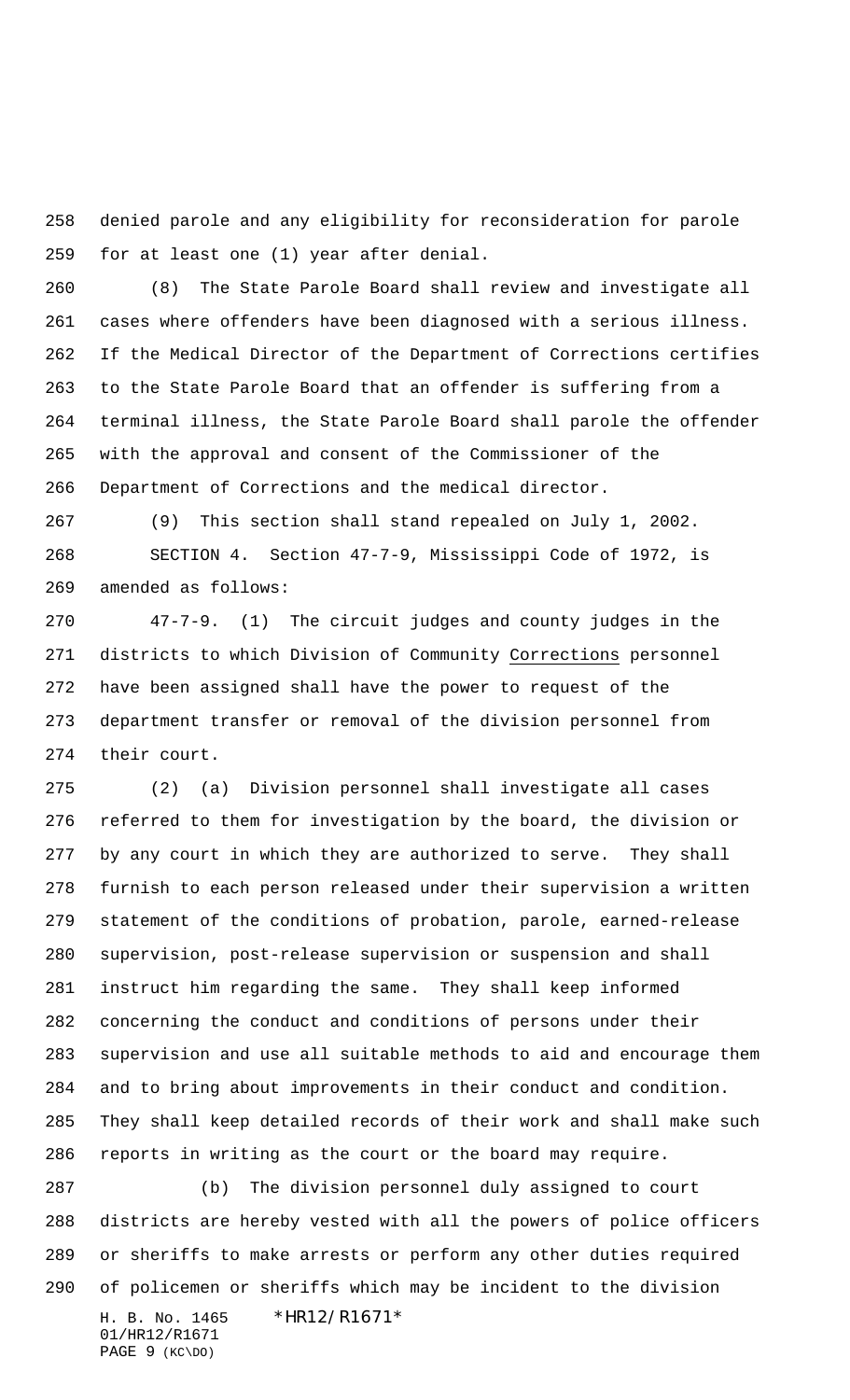denied parole and any eligibility for reconsideration for parole for at least one (1) year after denial.

(8) The State Parole Board shall review and investigate all cases where offenders have been diagnosed with a serious illness. If the Medical Director of the Department of Corrections certifies to the State Parole Board that an offender is suffering from a terminal illness, the State Parole Board shall parole the offender with the approval and consent of the Commissioner of the Department of Corrections and the medical director.

(9) This section shall stand repealed on July 1, 2002.

SECTION 4. Section 47-7-9, Mississippi Code of 1972, is amended as follows:

47-7-9. (1) The circuit judges and county judges in the districts to which Division of Community Corrections personnel have been assigned shall have the power to request of the department transfer or removal of the division personnel from their court.

(2) (a) Division personnel shall investigate all cases referred to them for investigation by the board, the division or by any court in which they are authorized to serve. They shall furnish to each person released under their supervision a written statement of the conditions of probation, parole, earned-release supervision, post-release supervision or suspension and shall instruct him regarding the same. They shall keep informed concerning the conduct and conditions of persons under their supervision and use all suitable methods to aid and encourage them and to bring about improvements in their conduct and condition. They shall keep detailed records of their work and shall make such reports in writing as the court or the board may require.

(b) The division personnel duly assigned to court districts are hereby vested with all the powers of police officers or sheriffs to make arrests or perform any other duties required of policemen or sheriffs which may be incident to the division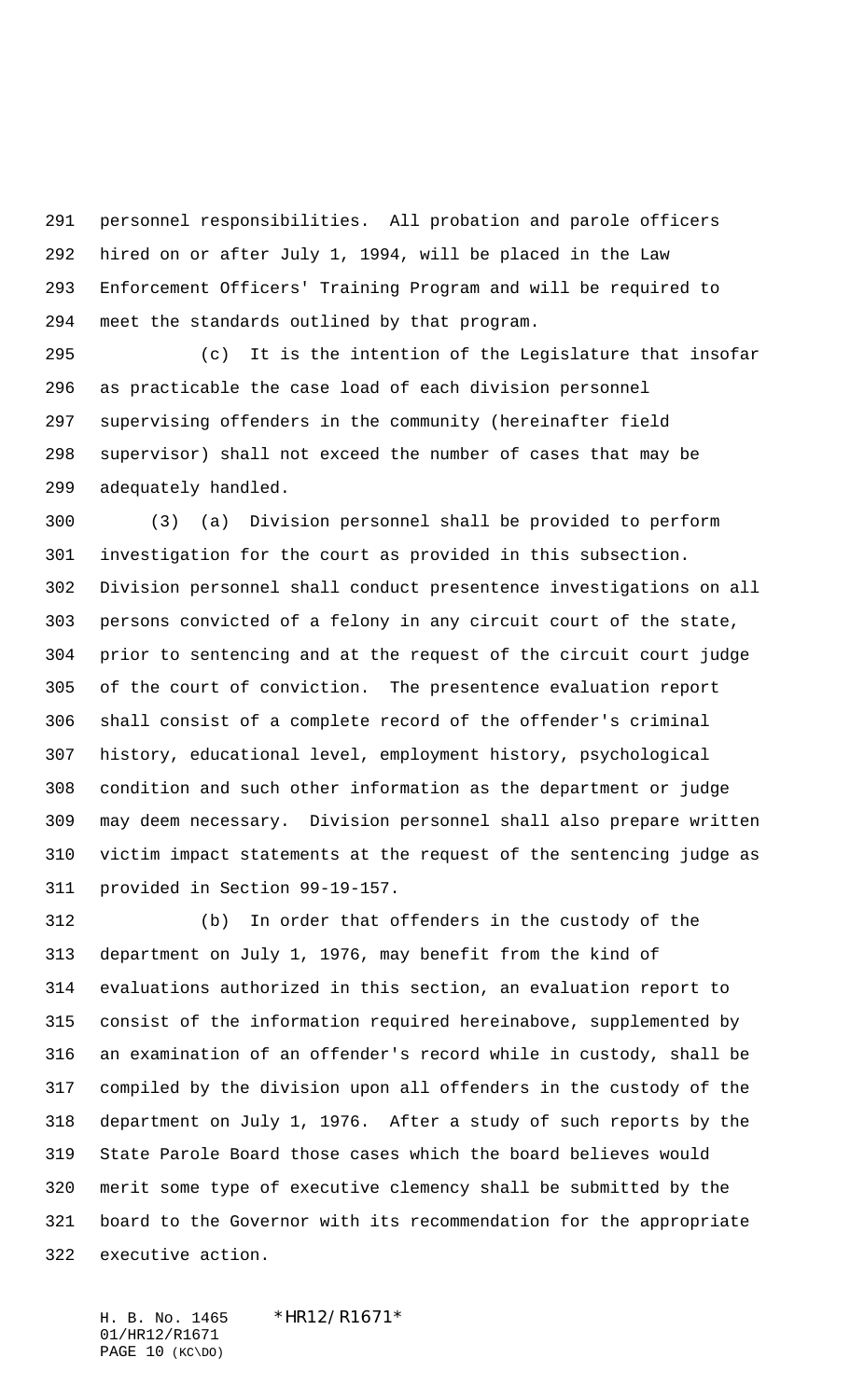personnel responsibilities. All probation and parole officers hired on or after July 1, 1994, will be placed in the Law Enforcement Officers' Training Program and will be required to meet the standards outlined by that program.

(c) It is the intention of the Legislature that insofar as practicable the case load of each division personnel supervising offenders in the community (hereinafter field supervisor) shall not exceed the number of cases that may be adequately handled.

(3) (a) Division personnel shall be provided to perform investigation for the court as provided in this subsection. Division personnel shall conduct presentence investigations on all persons convicted of a felony in any circuit court of the state, prior to sentencing and at the request of the circuit court judge of the court of conviction. The presentence evaluation report shall consist of a complete record of the offender's criminal history, educational level, employment history, psychological condition and such other information as the department or judge may deem necessary. Division personnel shall also prepare written victim impact statements at the request of the sentencing judge as provided in Section 99-19-157.

(b) In order that offenders in the custody of the department on July 1, 1976, may benefit from the kind of evaluations authorized in this section, an evaluation report to consist of the information required hereinabove, supplemented by an examination of an offender's record while in custody, shall be compiled by the division upon all offenders in the custody of the department on July 1, 1976. After a study of such reports by the State Parole Board those cases which the board believes would merit some type of executive clemency shall be submitted by the board to the Governor with its recommendation for the appropriate executive action.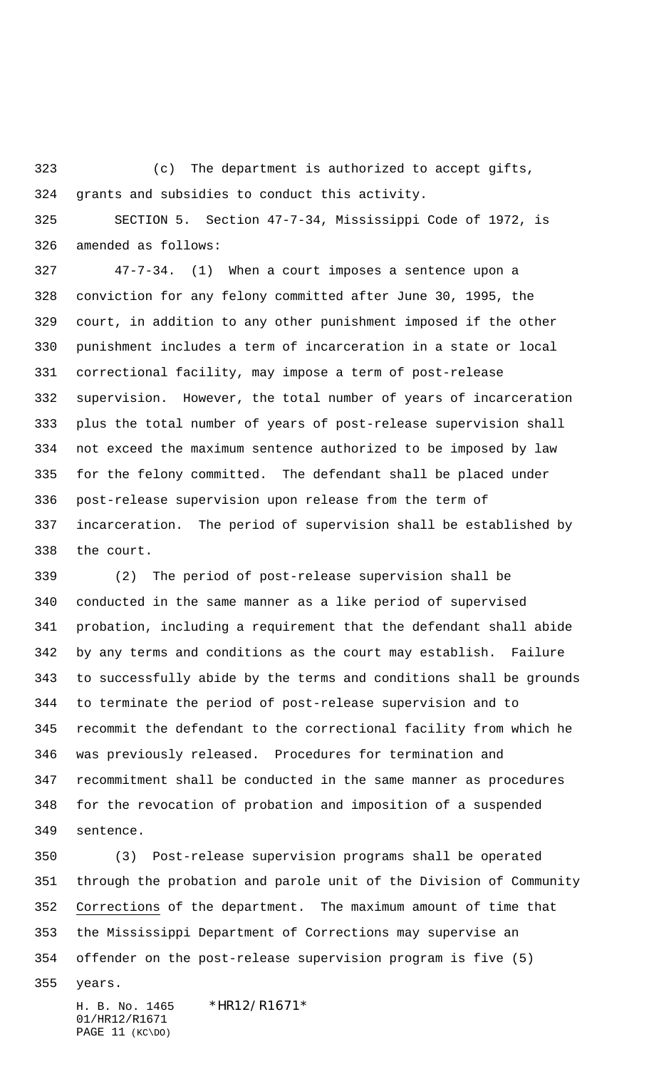(c) The department is authorized to accept gifts, grants and subsidies to conduct this activity.

SECTION 5. Section 47-7-34, Mississippi Code of 1972, is amended as follows:

47-7-34. (1) When a court imposes a sentence upon a conviction for any felony committed after June 30, 1995, the court, in addition to any other punishment imposed if the other punishment includes a term of incarceration in a state or local correctional facility, may impose a term of post-release supervision. However, the total number of years of incarceration plus the total number of years of post-release supervision shall not exceed the maximum sentence authorized to be imposed by law for the felony committed. The defendant shall be placed under post-release supervision upon release from the term of incarceration. The period of supervision shall be established by the court.

(2) The period of post-release supervision shall be conducted in the same manner as a like period of supervised probation, including a requirement that the defendant shall abide by any terms and conditions as the court may establish. Failure to successfully abide by the terms and conditions shall be grounds to terminate the period of post-release supervision and to recommit the defendant to the correctional facility from which he was previously released. Procedures for termination and recommitment shall be conducted in the same manner as procedures for the revocation of probation and imposition of a suspended sentence.

(3) Post-release supervision programs shall be operated through the probation and parole unit of the Division of Community Corrections of the department. The maximum amount of time that the Mississippi Department of Corrections may supervise an offender on the post-release supervision program is five (5) years.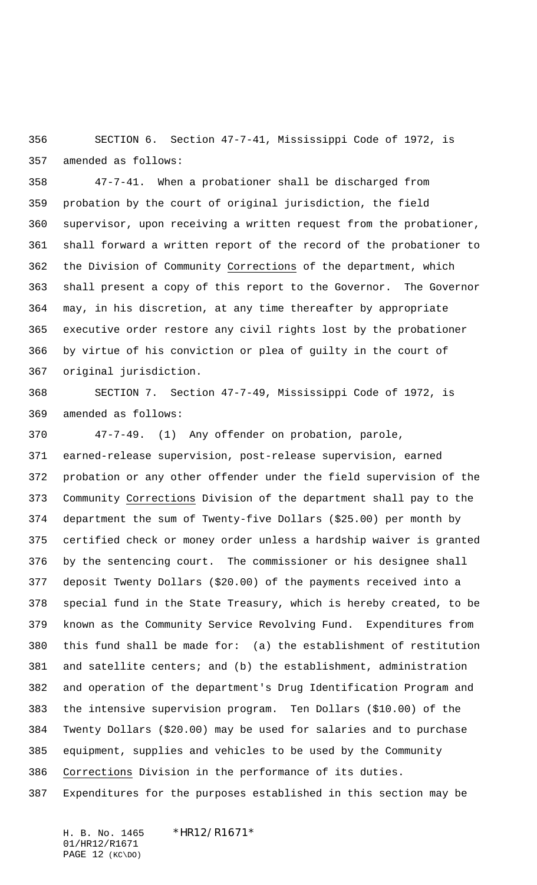SECTION 6. Section 47-7-41, Mississippi Code of 1972, is amended as follows:

47-7-41. When a probationer shall be discharged from probation by the court of original jurisdiction, the field supervisor, upon receiving a written request from the probationer, shall forward a written report of the record of the probationer to the Division of Community Corrections of the department, which shall present a copy of this report to the Governor. The Governor may, in his discretion, at any time thereafter by appropriate executive order restore any civil rights lost by the probationer by virtue of his conviction or plea of guilty in the court of original jurisdiction.

SECTION 7. Section 47-7-49, Mississippi Code of 1972, is amended as follows:

47-7-49. (1) Any offender on probation, parole, earned-release supervision, post-release supervision, earned probation or any other offender under the field supervision of the Community Corrections Division of the department shall pay to the department the sum of Twenty-five Dollars ($25.00) per month by certified check or money order unless a hardship waiver is granted by the sentencing court. The commissioner or his designee shall deposit Twenty Dollars ($20.00) of the payments received into a special fund in the State Treasury, which is hereby created, to be known as the Community Service Revolving Fund. Expenditures from this fund shall be made for: (a) the establishment of restitution and satellite centers; and (b) the establishment, administration and operation of the department's Drug Identification Program and the intensive supervision program. Ten Dollars ($10.00) of the Twenty Dollars ($20.00) may be used for salaries and to purchase equipment, supplies and vehicles to be used by the Community Corrections Division in the performance of its duties. Expenditures for the purposes established in this section may be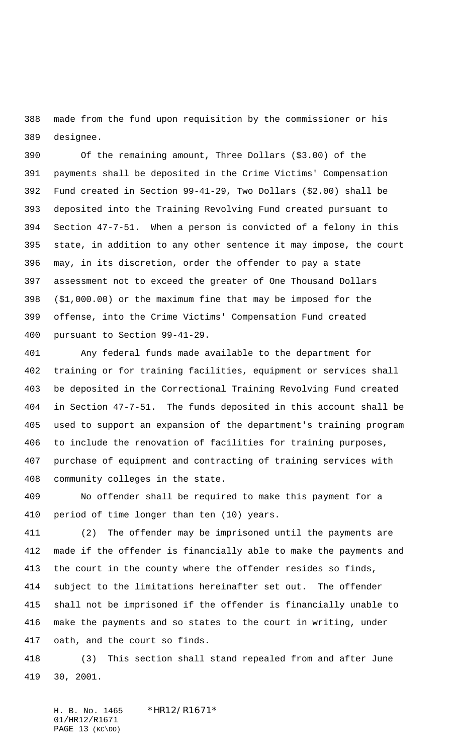made from the fund upon requisition by the commissioner or his designee.

Of the remaining amount, Three Dollars ($3.00) of the payments shall be deposited in the Crime Victims' Compensation Fund created in Section 99-41-29, Two Dollars ($2.00) shall be deposited into the Training Revolving Fund created pursuant to Section 47-7-51. When a person is convicted of a felony in this state, in addition to any other sentence it may impose, the court may, in its discretion, order the offender to pay a state assessment not to exceed the greater of One Thousand Dollars ($1,000.00) or the maximum fine that may be imposed for the offense, into the Crime Victims' Compensation Fund created pursuant to Section 99-41-29.

Any federal funds made available to the department for training or for training facilities, equipment or services shall be deposited in the Correctional Training Revolving Fund created in Section 47-7-51. The funds deposited in this account shall be used to support an expansion of the department's training program to include the renovation of facilities for training purposes, purchase of equipment and contracting of training services with community colleges in the state.

No offender shall be required to make this payment for a period of time longer than ten (10) years.

(2) The offender may be imprisoned until the payments are made if the offender is financially able to make the payments and the court in the county where the offender resides so finds, subject to the limitations hereinafter set out. The offender shall not be imprisoned if the offender is financially unable to make the payments and so states to the court in writing, under oath, and the court so finds.

(3) This section shall stand repealed from and after June 30, 2001.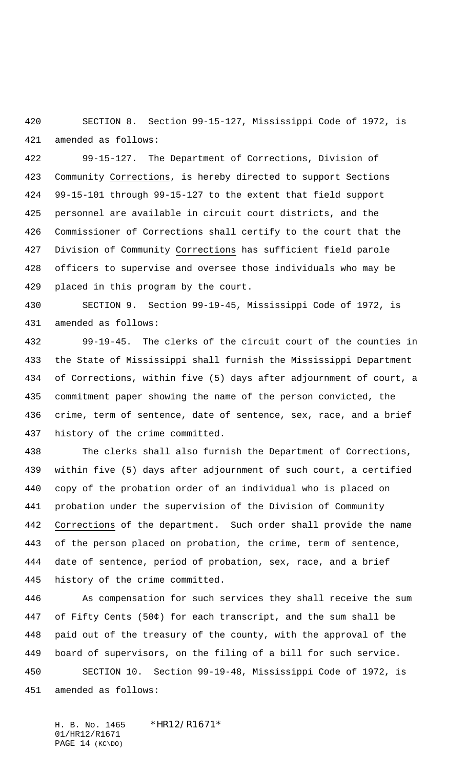SECTION 8. Section 99-15-127, Mississippi Code of 1972, is amended as follows:

99-15-127. The Department of Corrections, Division of Community Corrections, is hereby directed to support Sections 99-15-101 through 99-15-127 to the extent that field support personnel are available in circuit court districts, and the Commissioner of Corrections shall certify to the court that the Division of Community Corrections has sufficient field parole officers to supervise and oversee those individuals who may be placed in this program by the court.

SECTION 9. Section 99-19-45, Mississippi Code of 1972, is amended as follows:

99-19-45. The clerks of the circuit court of the counties in the State of Mississippi shall furnish the Mississippi Department of Corrections, within five (5) days after adjournment of court, a commitment paper showing the name of the person convicted, the crime, term of sentence, date of sentence, sex, race, and a brief history of the crime committed.

The clerks shall also furnish the Department of Corrections, within five (5) days after adjournment of such court, a certified copy of the probation order of an individual who is placed on probation under the supervision of the Division of Community Corrections of the department. Such order shall provide the name of the person placed on probation, the crime, term of sentence, date of sentence, period of probation, sex, race, and a brief history of the crime committed.

As compensation for such services they shall receive the sum of Fifty Cents (50¢) for each transcript, and the sum shall be paid out of the treasury of the county, with the approval of the board of supervisors, on the filing of a bill for such service.

SECTION 10. Section 99-19-48, Mississippi Code of 1972, is amended as follows: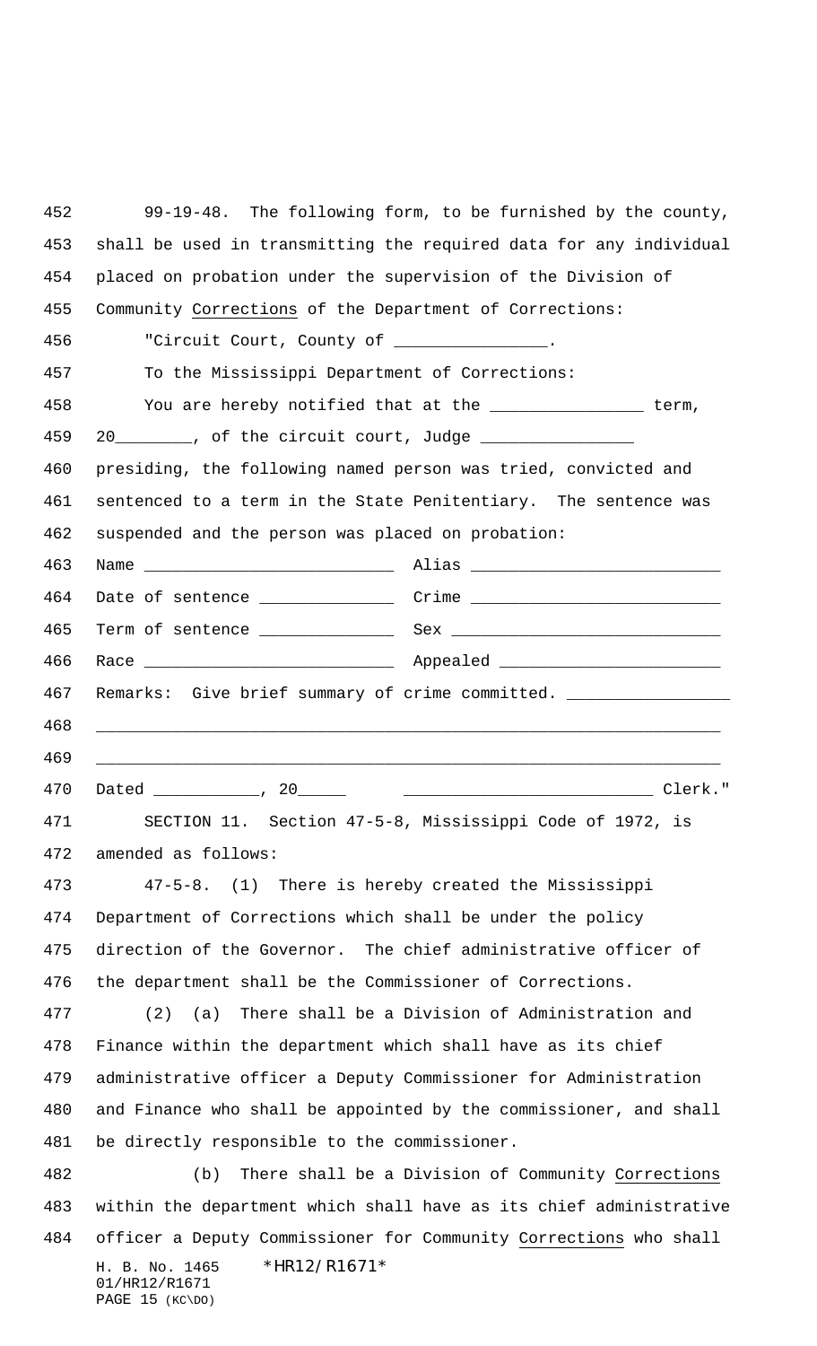99-19-48. The following form, to be furnished by the county, shall be used in transmitting the required data for any individual placed on probation under the supervision of the Division of Community Corrections of the Department of Corrections:

"Circuit Court, County of ________________.

To the Mississippi Department of Corrections:

You are hereby notified that at the ________________ term, 20________, of the circuit court, Judge ________________ presiding, the following named person was tried, convicted and sentenced to a term in the State Penitentiary. The sentence was suspended and the person was placed on probation:

Name __________________________ Alias __________________________

Date of sentence ______________ Crime __________________________

Term of sentence ______________ Sex ____________________________

Race __________________________ Appealed _______________________

Remarks: Give brief summary of crime committed. ________________

_________________________________________________________________

_________________________________________________________________

Dated ___________, 20_____ __________________________ Clerk."

SECTION 11. Section 47-5-8, Mississippi Code of 1972, is amended as follows:

47-5-8. (1) There is hereby created the Mississippi Department of Corrections which shall be under the policy direction of the Governor. The chief administrative officer of the department shall be the Commissioner of Corrections.

(2) (a) There shall be a Division of Administration and Finance within the department which shall have as its chief administrative officer a Deputy Commissioner for Administration and Finance who shall be appointed by the commissioner, and shall be directly responsible to the commissioner.

(b) There shall be a Division of Community Corrections within the department which shall have as its chief administrative officer a Deputy Commissioner for Community Corrections who shall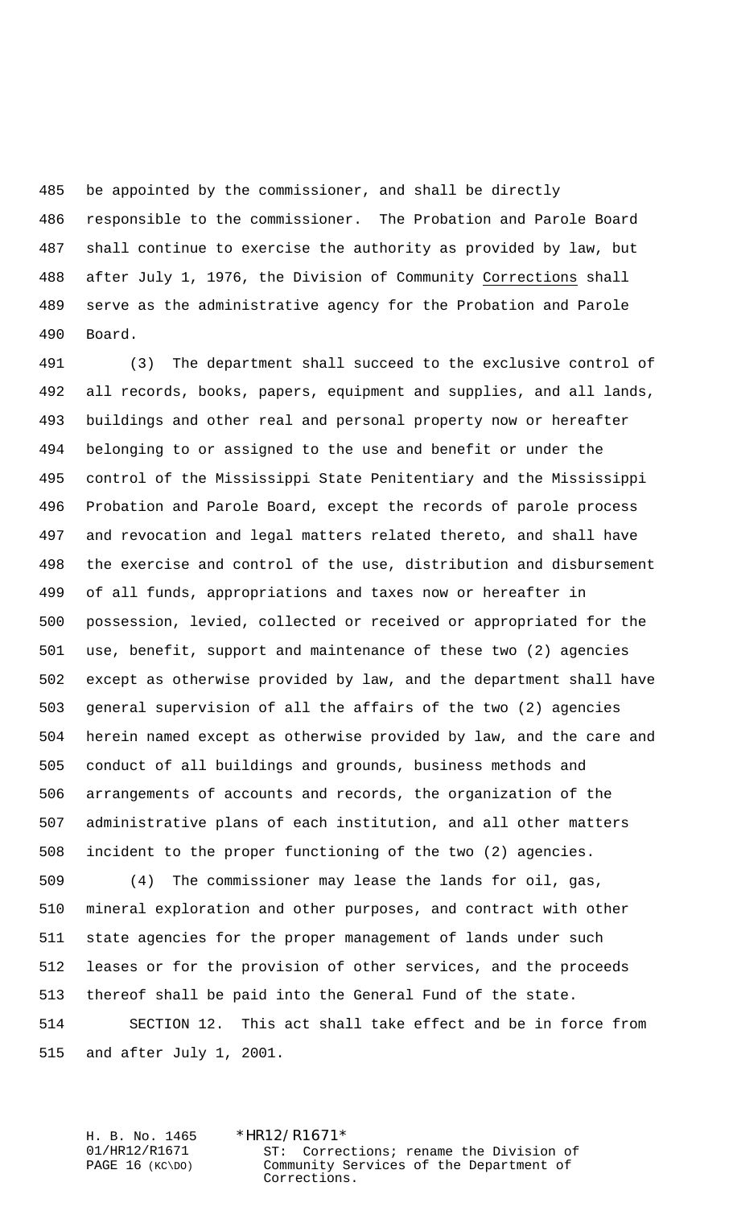be appointed by the commissioner, and shall be directly responsible to the commissioner. The Probation and Parole Board shall continue to exercise the authority as provided by law, but after July 1, 1976, the Division of Community Corrections shall serve as the administrative agency for the Probation and Parole Board.

(3) The department shall succeed to the exclusive control of all records, books, papers, equipment and supplies, and all lands, buildings and other real and personal property now or hereafter belonging to or assigned to the use and benefit or under the control of the Mississippi State Penitentiary and the Mississippi Probation and Parole Board, except the records of parole process and revocation and legal matters related thereto, and shall have the exercise and control of the use, distribution and disbursement of all funds, appropriations and taxes now or hereafter in possession, levied, collected or received or appropriated for the use, benefit, support and maintenance of these two (2) agencies except as otherwise provided by law, and the department shall have general supervision of all the affairs of the two (2) agencies herein named except as otherwise provided by law, and the care and conduct of all buildings and grounds, business methods and arrangements of accounts and records, the organization of the administrative plans of each institution, and all other matters incident to the proper functioning of the two (2) agencies.

(4) The commissioner may lease the lands for oil, gas, mineral exploration and other purposes, and contract with other state agencies for the proper management of lands under such leases or for the provision of other services, and the proceeds thereof shall be paid into the General Fund of the state.

SECTION 12. This act shall take effect and be in force from and after July 1, 2001.

ST: Corrections; rename the Division of Community Services of the Department of Corrections.